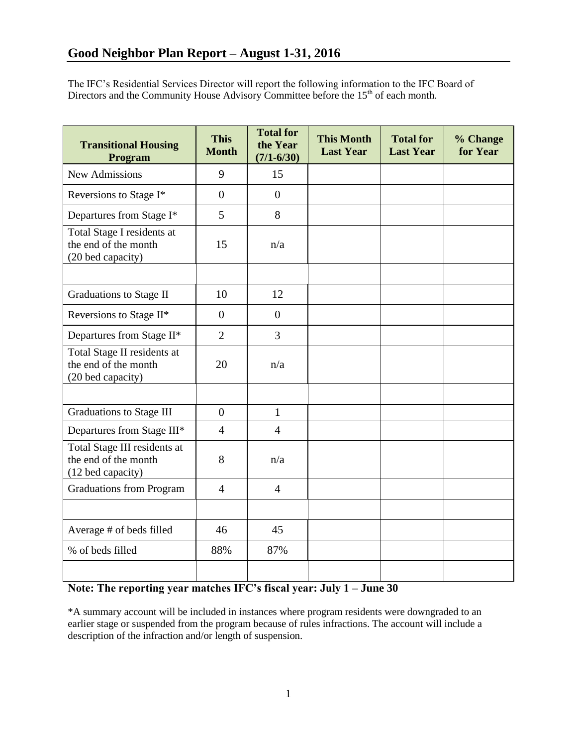# Good Neighbor Plan Report – August 1-31, 2016

The IFC's Residential Services Director will report the following information to the IFC Board of Directors and the Community House Advisory Committee before the 15th of each month.

| Transitional Housing Program | This Month | Total for the Year (7/1-6/30) | This Month Last Year | Total for Last Year | % Change for Year |
|---|---|---|---|---|---|
| New Admissions | 9 | 15 | | | |
| Reversions to Stage I* | 0 | 0 | | | |
| Departures from Stage I* | 5 | 8 | | | |
| Total Stage I residents at the end of the month (20 bed capacity) | 15 | n/a | | | |
| | | | | | |
| Graduations to Stage II | 10 | 12 | | | |
| Reversions to Stage II* | 0 | 0 | | | |
| Departures from Stage II* | 2 | 3 | | | |
| Total Stage II residents at the end of the month (20 bed capacity) | 20 | n/a | | | |
| | | | | | |
| Graduations to Stage III | 0 | 1 | | | |
| Departures from Stage III* | 4 | 4 | | | |
| Total Stage III residents at the end of the month (12 bed capacity) | 8 | n/a | | | |
| Graduations from Program | 4 | 4 | | | |
| | | | | | |
| Average # of beds filled | 46 | 45 | | | |
| % of beds filled | 88% | 87% | | | |
| | | | | | |

**Note: The reporting year matches IFC's fiscal year: July 1 – June 30**

*A summary account will be included in instances where program residents were downgraded to an earlier stage or suspended from the program because of rules infractions. The account will include a description of the infraction and/or length of suspension.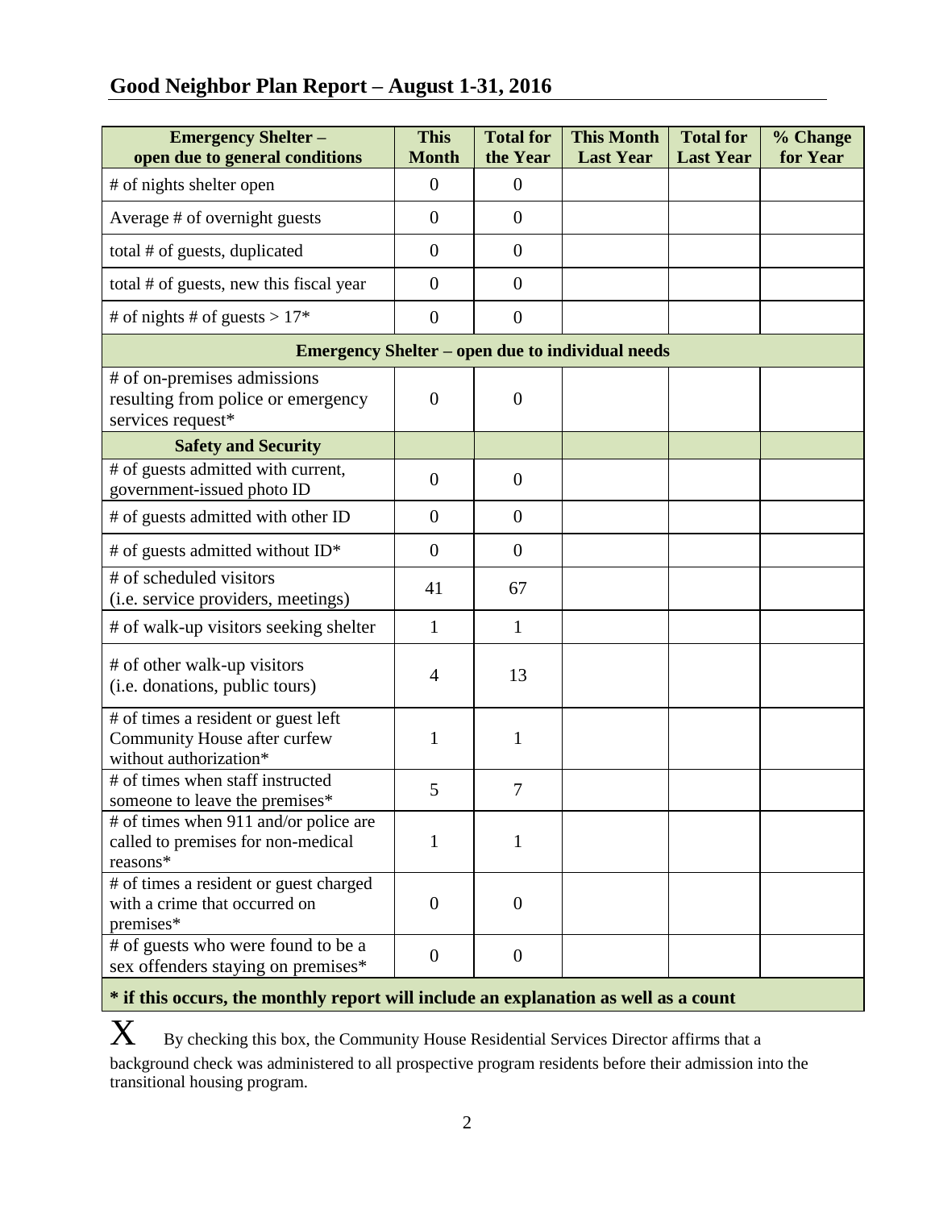## Good Neighbor Plan Report – August 1-31, 2016

| Emergency Shelter – open due to general conditions | This Month | Total for the Year | This Month Last Year | Total for Last Year | % Change for Year |
|---|---|---|---|---|---|
| # of nights shelter open | 0 | 0 | | | |
| Average # of overnight guests | 0 | 0 | | | |
| total # of guests, duplicated | 0 | 0 | | | |
| total # of guests, new this fiscal year | 0 | 0 | | | |
| # of nights # of guests > 17* | 0 | 0 | | | |
| **Emergency Shelter – open due to individual needs** | | | | | |
| # of on-premises admissions resulting from police or emergency services request* | 0 | 0 | | | |
| **Safety and Security** | | | | | |
| # of guests admitted with current, government-issued photo ID | 0 | 0 | | | |
| # of guests admitted with other ID | 0 | 0 | | | |
| # of guests admitted without ID* | 0 | 0 | | | |
| # of scheduled visitors (i.e. service providers, meetings) | 41 | 67 | | | |
| # of walk-up visitors seeking shelter | 1 | 1 | | | |
| # of other walk-up visitors (i.e. donations, public tours) | 4 | 13 | | | |
| # of times a resident or guest left Community House after curfew without authorization* | 1 | 1 | | | |
| # of times when staff instructed someone to leave the premises* | 5 | 7 | | | |
| # of times when 911 and/or police are called to premises for non-medical reasons* | 1 | 1 | | | |
| # of times a resident or guest charged with a crime that occurred on premises* | 0 | 0 | | | |
| # of guests who were found to be a sex offenders staying on premises* | 0 | 0 | | | |

**\* if this occurs, the monthly report will include an explanation as well as a count**

X By checking this box, the Community House Residential Services Director affirms that a background check was administered to all prospective program residents before their admission into the transitional housing program.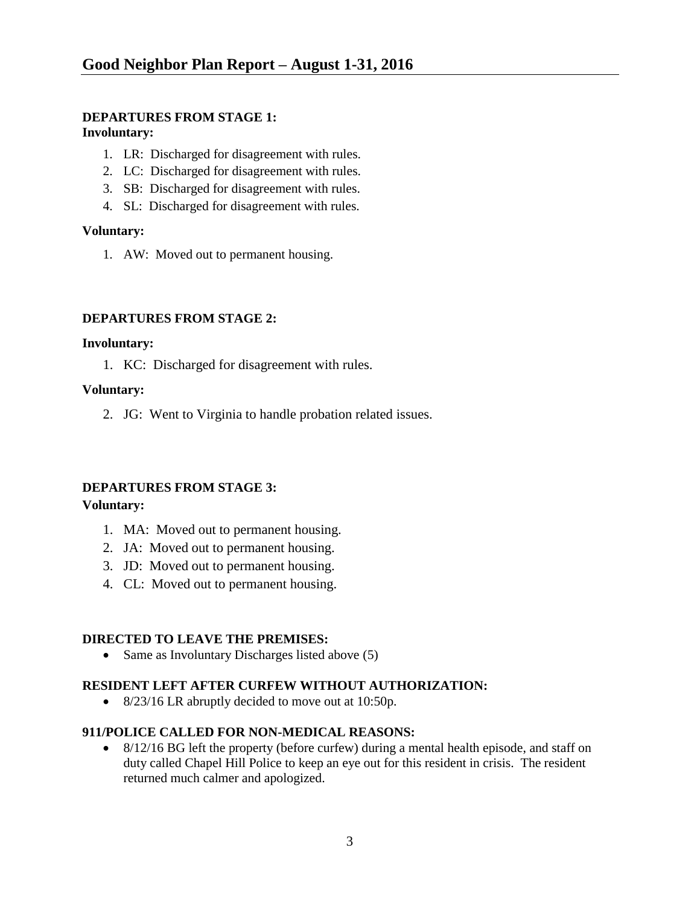# Good Neighbor Plan Report – August 1-31, 2016

**DEPARTURES FROM STAGE 1:**

**Involuntary:**

1. LR: Discharged for disagreement with rules.
2. LC: Discharged for disagreement with rules.
3. SB: Discharged for disagreement with rules.
4. SL: Discharged for disagreement with rules.

**Voluntary:**

1. AW: Moved out to permanent housing.

**DEPARTURES FROM STAGE 2:**

**Involuntary:**

1. KC: Discharged for disagreement with rules.

**Voluntary:**

2. JG: Went to Virginia to handle probation related issues.

**DEPARTURES FROM STAGE 3:**

**Voluntary:**

1. MA: Moved out to permanent housing.
2. JA: Moved out to permanent housing.
3. JD: Moved out to permanent housing.
4. CL: Moved out to permanent housing.

**DIRECTED TO LEAVE THE PREMISES:**

- Same as Involuntary Discharges listed above (5)

**RESIDENT LEFT AFTER CURFEW WITHOUT AUTHORIZATION:**

- 8/23/16 LR abruptly decided to move out at 10:50p.

**911/POLICE CALLED FOR NON-MEDICAL REASONS:**

- 8/12/16 BG left the property (before curfew) during a mental health episode, and staff on duty called Chapel Hill Police to keep an eye out for this resident in crisis. The resident returned much calmer and apologized.